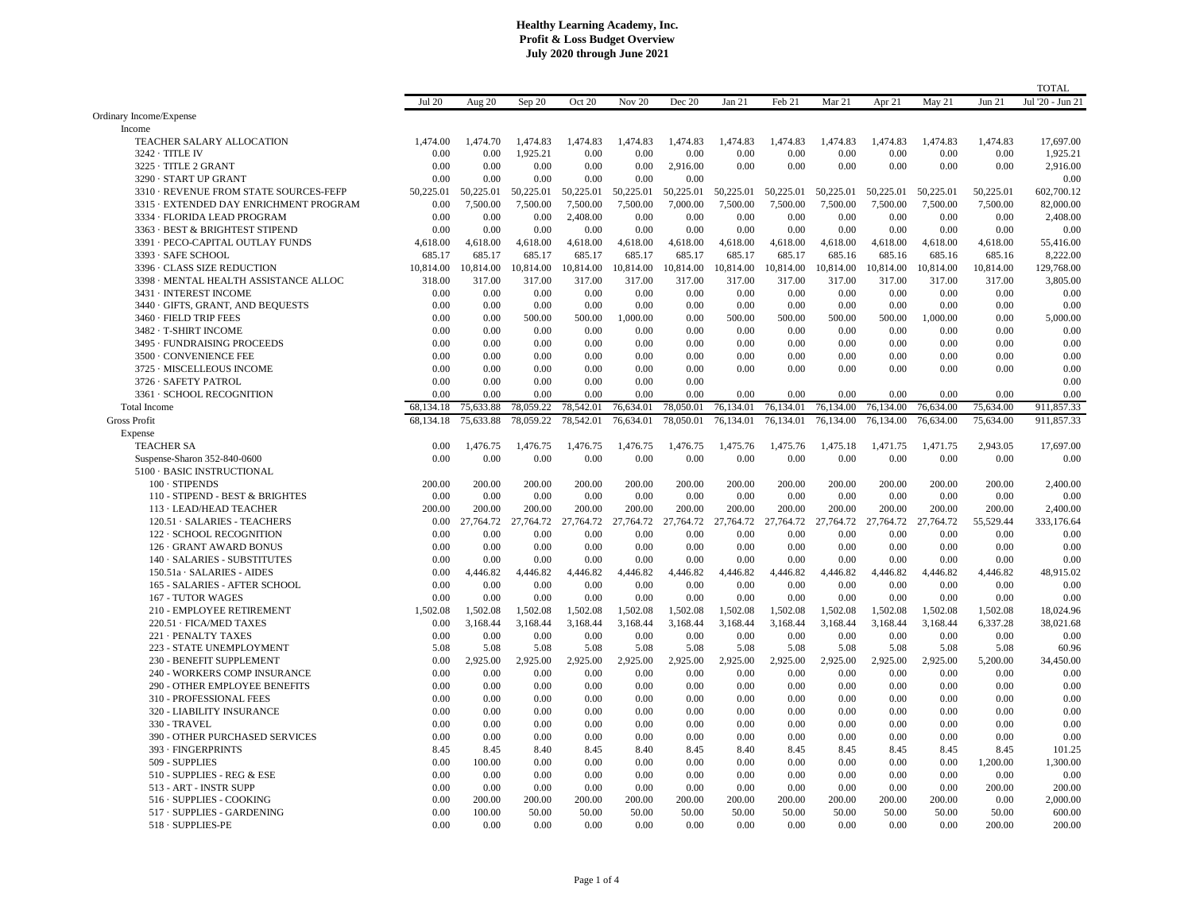**Healthy Learning Academy, Inc.**
**Profit & Loss Budget Overview**
**July 2020 through June 2021**

| | Jul 20 | Aug 20 | Sep 20 | Oct 20 | Nov 20 | Dec 20 | Jan 21 | Feb 21 | Mar 21 | Apr 21 | May 21 | Jun 21 | TOTAL Jul '20 - Jun 21 |
|---|---|---|---|---|---|---|---|---|---|---|---|---|---|
| Ordinary Income/Expense | | | | | | | | | | | | | |
| Income | | | | | | | | | | | | | |
| TEACHER SALARY ALLOCATION | 1,474.00 | 1,474.70 | 1,474.83 | 1,474.83 | 1,474.83 | 1,474.83 | 1,474.83 | 1,474.83 | 1,474.83 | 1,474.83 | 1,474.83 | 1,474.83 | 17,697.00 |
| 3242 · TITLE IV | 0.00 | 0.00 | 1,925.21 | 0.00 | 0.00 | 0.00 | 0.00 | 0.00 | 0.00 | 0.00 | 0.00 | 0.00 | 1,925.21 |
| 3225 · TITLE 2 GRANT | 0.00 | 0.00 | 0.00 | 0.00 | 0.00 | 2,916.00 | 0.00 | 0.00 | 0.00 | 0.00 | 0.00 | 0.00 | 2,916.00 |
| 3290 · START UP GRANT | 0.00 | 0.00 | 0.00 | 0.00 | 0.00 | 0.00 | | | | | | | 0.00 |
| 3310 · REVENUE FROM STATE SOURCES-FEFP | 50,225.01 | 50,225.01 | 50,225.01 | 50,225.01 | 50,225.01 | 50,225.01 | 50,225.01 | 50,225.01 | 50,225.01 | 50,225.01 | 50,225.01 | 50,225.01 | 602,700.12 |
| 3315 · EXTENDED DAY ENRICHMENT PROGRAM | 0.00 | 7,500.00 | 7,500.00 | 7,500.00 | 7,500.00 | 7,000.00 | 7,500.00 | 7,500.00 | 7,500.00 | 7,500.00 | 7,500.00 | 7,500.00 | 82,000.00 |
| 3334 · FLORIDA LEAD PROGRAM | 0.00 | 0.00 | 0.00 | 2,408.00 | 0.00 | 0.00 | 0.00 | 0.00 | 0.00 | 0.00 | 0.00 | 0.00 | 2,408.00 |
| 3363 · BEST & BRIGHTEST STIPEND | 0.00 | 0.00 | 0.00 | 0.00 | 0.00 | 0.00 | 0.00 | 0.00 | 0.00 | 0.00 | 0.00 | 0.00 | 0.00 |
| 3391 · PECO-CAPITAL OUTLAY FUNDS | 4,618.00 | 4,618.00 | 4,618.00 | 4,618.00 | 4,618.00 | 4,618.00 | 4,618.00 | 4,618.00 | 4,618.00 | 4,618.00 | 4,618.00 | 4,618.00 | 55,416.00 |
| 3393 · SAFE SCHOOL | 685.17 | 685.17 | 685.17 | 685.17 | 685.17 | 685.17 | 685.17 | 685.17 | 685.16 | 685.16 | 685.16 | 685.16 | 8,222.00 |
| 3396 · CLASS SIZE REDUCTION | 10,814.00 | 10,814.00 | 10,814.00 | 10,814.00 | 10,814.00 | 10,814.00 | 10,814.00 | 10,814.00 | 10,814.00 | 10,814.00 | 10,814.00 | 10,814.00 | 129,768.00 |
| 3398 · MENTAL HEALTH ASSISTANCE ALLOC | 318.00 | 317.00 | 317.00 | 317.00 | 317.00 | 317.00 | 317.00 | 317.00 | 317.00 | 317.00 | 317.00 | 317.00 | 3,805.00 |
| 3431 · INTEREST INCOME | 0.00 | 0.00 | 0.00 | 0.00 | 0.00 | 0.00 | 0.00 | 0.00 | 0.00 | 0.00 | 0.00 | 0.00 | 0.00 |
| 3440 · GIFTS, GRANT, AND BEQUESTS | 0.00 | 0.00 | 0.00 | 0.00 | 0.00 | 0.00 | 0.00 | 0.00 | 0.00 | 0.00 | 0.00 | 0.00 | 0.00 |
| 3460 · FIELD TRIP FEES | 0.00 | 0.00 | 500.00 | 500.00 | 1,000.00 | 0.00 | 500.00 | 500.00 | 500.00 | 500.00 | 1,000.00 | 0.00 | 5,000.00 |
| 3482 · T-SHIRT INCOME | 0.00 | 0.00 | 0.00 | 0.00 | 0.00 | 0.00 | 0.00 | 0.00 | 0.00 | 0.00 | 0.00 | 0.00 | 0.00 |
| 3495 · FUNDRAISING PROCEEDS | 0.00 | 0.00 | 0.00 | 0.00 | 0.00 | 0.00 | 0.00 | 0.00 | 0.00 | 0.00 | 0.00 | 0.00 | 0.00 |
| 3500 · CONVENIENCE FEE | 0.00 | 0.00 | 0.00 | 0.00 | 0.00 | 0.00 | 0.00 | 0.00 | 0.00 | 0.00 | 0.00 | 0.00 | 0.00 |
| 3725 · MISCELLEOUS INCOME | 0.00 | 0.00 | 0.00 | 0.00 | 0.00 | 0.00 | 0.00 | 0.00 | 0.00 | 0.00 | 0.00 | 0.00 | 0.00 |
| 3726 · SAFETY PATROL | 0.00 | 0.00 | 0.00 | 0.00 | 0.00 | 0.00 | | | | | | | 0.00 |
| 3361 · SCHOOL RECOGNITION | 0.00 | 0.00 | 0.00 | 0.00 | 0.00 | 0.00 | 0.00 | 0.00 | 0.00 | 0.00 | 0.00 | 0.00 | 0.00 |
| Total Income | 68,134.18 | 75,633.88 | 78,059.22 | 78,542.01 | 76,634.01 | 78,050.01 | 76,134.01 | 76,134.01 | 76,134.00 | 76,134.00 | 76,634.00 | 75,634.00 | 911,857.33 |
| Gross Profit | 68,134.18 | 75,633.88 | 78,059.22 | 78,542.01 | 76,634.01 | 78,050.01 | 76,134.01 | 76,134.01 | 76,134.00 | 76,134.00 | 76,634.00 | 75,634.00 | 911,857.33 |
| Expense | | | | | | | | | | | | | |
| TEACHER SA | 0.00 | 1,476.75 | 1,476.75 | 1,476.75 | 1,476.75 | 1,476.75 | 1,475.76 | 1,475.76 | 1,475.18 | 1,471.75 | 1,471.75 | 2,943.05 | 17,697.00 |
| Suspense-Sharon 352-840-0600 | 0.00 | 0.00 | 0.00 | 0.00 | 0.00 | 0.00 | 0.00 | 0.00 | 0.00 | 0.00 | 0.00 | 0.00 | 0.00 |
| 5100 · BASIC INSTRUCTIONAL | | | | | | | | | | | | | |
| 100 · STIPENDS | 200.00 | 200.00 | 200.00 | 200.00 | 200.00 | 200.00 | 200.00 | 200.00 | 200.00 | 200.00 | 200.00 | 200.00 | 2,400.00 |
| 110 - STIPEND - BEST & BRIGHTES | 0.00 | 0.00 | 0.00 | 0.00 | 0.00 | 0.00 | 0.00 | 0.00 | 0.00 | 0.00 | 0.00 | 0.00 | 0.00 |
| 113 · LEAD/HEAD TEACHER | 200.00 | 200.00 | 200.00 | 200.00 | 200.00 | 200.00 | 200.00 | 200.00 | 200.00 | 200.00 | 200.00 | 200.00 | 2,400.00 |
| 120.51 · SALARIES - TEACHERS | 0.00 | 27,764.72 | 27,764.72 | 27,764.72 | 27,764.72 | 27,764.72 | 27,764.72 | 27,764.72 | 27,764.72 | 27,764.72 | 27,764.72 | 55,529.44 | 333,176.64 |
| 122 · SCHOOL RECOGNITION | 0.00 | 0.00 | 0.00 | 0.00 | 0.00 | 0.00 | 0.00 | 0.00 | 0.00 | 0.00 | 0.00 | 0.00 | 0.00 |
| 126 · GRANT AWARD BONUS | 0.00 | 0.00 | 0.00 | 0.00 | 0.00 | 0.00 | 0.00 | 0.00 | 0.00 | 0.00 | 0.00 | 0.00 | 0.00 |
| 140 · SALARIES - SUBSTITUTES | 0.00 | 0.00 | 0.00 | 0.00 | 0.00 | 0.00 | 0.00 | 0.00 | 0.00 | 0.00 | 0.00 | 0.00 | 0.00 |
| 150.51a · SALARIES - AIDES | 0.00 | 4,446.82 | 4,446.82 | 4,446.82 | 4,446.82 | 4,446.82 | 4,446.82 | 4,446.82 | 4,446.82 | 4,446.82 | 4,446.82 | 4,446.82 | 48,915.02 |
| 165 - SALARIES - AFTER SCHOOL | 0.00 | 0.00 | 0.00 | 0.00 | 0.00 | 0.00 | 0.00 | 0.00 | 0.00 | 0.00 | 0.00 | 0.00 | 0.00 |
| 167 - TUTOR WAGES | 0.00 | 0.00 | 0.00 | 0.00 | 0.00 | 0.00 | 0.00 | 0.00 | 0.00 | 0.00 | 0.00 | 0.00 | 0.00 |
| 210 - EMPLOYEE RETIREMENT | 1,502.08 | 1,502.08 | 1,502.08 | 1,502.08 | 1,502.08 | 1,502.08 | 1,502.08 | 1,502.08 | 1,502.08 | 1,502.08 | 1,502.08 | 1,502.08 | 18,024.96 |
| 220.51 · FICA/MED TAXES | 0.00 | 3,168.44 | 3,168.44 | 3,168.44 | 3,168.44 | 3,168.44 | 3,168.44 | 3,168.44 | 3,168.44 | 3,168.44 | 3,168.44 | 6,337.28 | 38,021.68 |
| 221 · PENALTY TAXES | 0.00 | 0.00 | 0.00 | 0.00 | 0.00 | 0.00 | 0.00 | 0.00 | 0.00 | 0.00 | 0.00 | 0.00 | 0.00 |
| 223 - STATE UNEMPLOYMENT | 5.08 | 5.08 | 5.08 | 5.08 | 5.08 | 5.08 | 5.08 | 5.08 | 5.08 | 5.08 | 5.08 | 5.08 | 60.96 |
| 230 - BENEFIT SUPPLEMENT | 0.00 | 2,925.00 | 2,925.00 | 2,925.00 | 2,925.00 | 2,925.00 | 2,925.00 | 2,925.00 | 2,925.00 | 2,925.00 | 2,925.00 | 5,200.00 | 34,450.00 |
| 240 - WORKERS COMP INSURANCE | 0.00 | 0.00 | 0.00 | 0.00 | 0.00 | 0.00 | 0.00 | 0.00 | 0.00 | 0.00 | 0.00 | 0.00 | 0.00 |
| 290 - OTHER EMPLOYEE BENEFITS | 0.00 | 0.00 | 0.00 | 0.00 | 0.00 | 0.00 | 0.00 | 0.00 | 0.00 | 0.00 | 0.00 | 0.00 | 0.00 |
| 310 - PROFESSIONAL FEES | 0.00 | 0.00 | 0.00 | 0.00 | 0.00 | 0.00 | 0.00 | 0.00 | 0.00 | 0.00 | 0.00 | 0.00 | 0.00 |
| 320 - LIABILITY INSURANCE | 0.00 | 0.00 | 0.00 | 0.00 | 0.00 | 0.00 | 0.00 | 0.00 | 0.00 | 0.00 | 0.00 | 0.00 | 0.00 |
| 330 - TRAVEL | 0.00 | 0.00 | 0.00 | 0.00 | 0.00 | 0.00 | 0.00 | 0.00 | 0.00 | 0.00 | 0.00 | 0.00 | 0.00 |
| 390 - OTHER PURCHASED SERVICES | 0.00 | 0.00 | 0.00 | 0.00 | 0.00 | 0.00 | 0.00 | 0.00 | 0.00 | 0.00 | 0.00 | 0.00 | 0.00 |
| 393 · FINGERPRINTS | 8.45 | 8.45 | 8.40 | 8.45 | 8.40 | 8.45 | 8.40 | 8.45 | 8.45 | 8.45 | 8.45 | 8.45 | 101.25 |
| 509 - SUPPLIES | 0.00 | 100.00 | 0.00 | 0.00 | 0.00 | 0.00 | 0.00 | 0.00 | 0.00 | 0.00 | 0.00 | 1,200.00 | 1,300.00 |
| 510 - SUPPLIES - REG & ESE | 0.00 | 0.00 | 0.00 | 0.00 | 0.00 | 0.00 | 0.00 | 0.00 | 0.00 | 0.00 | 0.00 | 0.00 | 0.00 |
| 513 - ART - INSTR SUPP | 0.00 | 0.00 | 0.00 | 0.00 | 0.00 | 0.00 | 0.00 | 0.00 | 0.00 | 0.00 | 0.00 | 200.00 | 200.00 |
| 516 · SUPPLIES - COOKING | 0.00 | 200.00 | 200.00 | 200.00 | 200.00 | 200.00 | 200.00 | 200.00 | 200.00 | 200.00 | 200.00 | 0.00 | 2,000.00 |
| 517 · SUPPLIES - GARDENING | 0.00 | 100.00 | 50.00 | 50.00 | 50.00 | 50.00 | 50.00 | 50.00 | 50.00 | 50.00 | 50.00 | 50.00 | 600.00 |
| 518 · SUPPLIES-PE | 0.00 | 0.00 | 0.00 | 0.00 | 0.00 | 0.00 | 0.00 | 0.00 | 0.00 | 0.00 | 0.00 | 200.00 | 200.00 |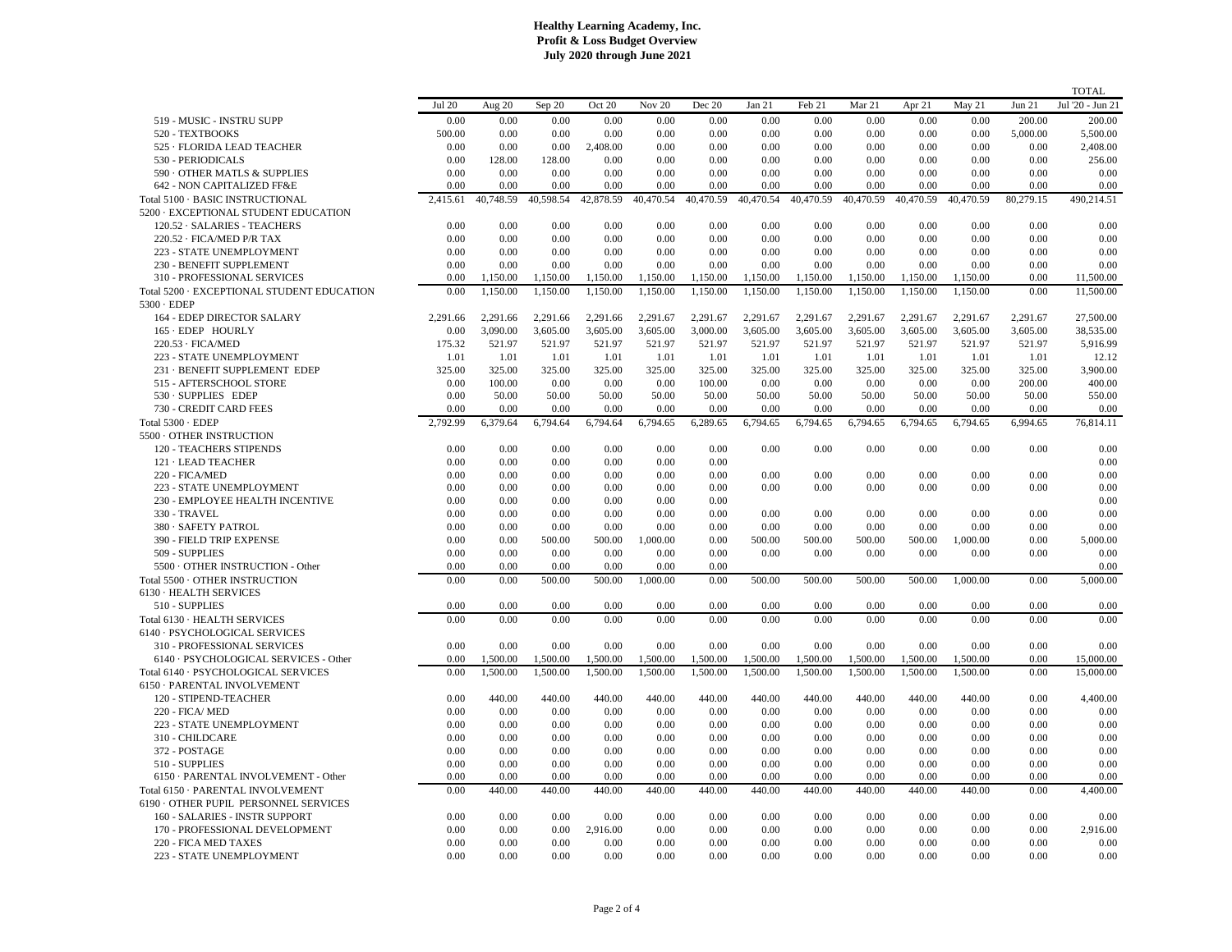**Healthy Learning Academy, Inc.**
**Profit & Loss Budget Overview**
**July 2020 through June 2021**

| | Jul 20 | Aug 20 | Sep 20 | Oct 20 | Nov 20 | Dec 20 | Jan 21 | Feb 21 | Mar 21 | Apr 21 | May 21 | Jun 21 | TOTAL Jul '20 - Jun 21 |
|---|---|---|---|---|---|---|---|---|---|---|---|---|---|
| 519 - MUSIC - INSTRU SUPP | 0.00 | 0.00 | 0.00 | 0.00 | 0.00 | 0.00 | 0.00 | 0.00 | 0.00 | 0.00 | 0.00 | 200.00 | 200.00 |
| 520 - TEXTBOOKS | 500.00 | 0.00 | 0.00 | 0.00 | 0.00 | 0.00 | 0.00 | 0.00 | 0.00 | 0.00 | 0.00 | 5,000.00 | 5,500.00 |
| 525 · FLORIDA LEAD TEACHER | 0.00 | 0.00 | 0.00 | 2,408.00 | 0.00 | 0.00 | 0.00 | 0.00 | 0.00 | 0.00 | 0.00 | 0.00 | 2,408.00 |
| 530 - PERIODICALS | 0.00 | 128.00 | 128.00 | 0.00 | 0.00 | 0.00 | 0.00 | 0.00 | 0.00 | 0.00 | 0.00 | 0.00 | 256.00 |
| 590 · OTHER MATLS & SUPPLIES | 0.00 | 0.00 | 0.00 | 0.00 | 0.00 | 0.00 | 0.00 | 0.00 | 0.00 | 0.00 | 0.00 | 0.00 | 0.00 |
| 642 - NON CAPITALIZED FF&E | 0.00 | 0.00 | 0.00 | 0.00 | 0.00 | 0.00 | 0.00 | 0.00 | 0.00 | 0.00 | 0.00 | 0.00 | 0.00 |
| Total 5100 · BASIC INSTRUCTIONAL | 2,415.61 | 40,748.59 | 40,598.54 | 42,878.59 | 40,470.54 | 40,470.59 | 40,470.54 | 40,470.59 | 40,470.59 | 40,470.59 | 40,470.59 | 80,279.15 | 490,214.51 |
| 5200 · EXCEPTIONAL STUDENT EDUCATION | | | | | | | | | | | | | |
| 120.52 · SALARIES - TEACHERS | 0.00 | 0.00 | 0.00 | 0.00 | 0.00 | 0.00 | 0.00 | 0.00 | 0.00 | 0.00 | 0.00 | 0.00 | 0.00 |
| 220.52 · FICA/MED P/R TAX | 0.00 | 0.00 | 0.00 | 0.00 | 0.00 | 0.00 | 0.00 | 0.00 | 0.00 | 0.00 | 0.00 | 0.00 | 0.00 |
| 223 - STATE UNEMPLOYMENT | 0.00 | 0.00 | 0.00 | 0.00 | 0.00 | 0.00 | 0.00 | 0.00 | 0.00 | 0.00 | 0.00 | 0.00 | 0.00 |
| 230 - BENEFIT SUPPLEMENT | 0.00 | 0.00 | 0.00 | 0.00 | 0.00 | 0.00 | 0.00 | 0.00 | 0.00 | 0.00 | 0.00 | 0.00 | 0.00 |
| 310 - PROFESSIONAL SERVICES | 0.00 | 1,150.00 | 1,150.00 | 1,150.00 | 1,150.00 | 1,150.00 | 1,150.00 | 1,150.00 | 1,150.00 | 1,150.00 | 1,150.00 | 0.00 | 11,500.00 |
| Total 5200 · EXCEPTIONAL STUDENT EDUCATION | 0.00 | 1,150.00 | 1,150.00 | 1,150.00 | 1,150.00 | 1,150.00 | 1,150.00 | 1,150.00 | 1,150.00 | 1,150.00 | 1,150.00 | 0.00 | 11,500.00 |
| 5300 · EDEP | | | | | | | | | | | | | |
| 164 - EDEP DIRECTOR SALARY | 2,291.66 | 2,291.66 | 2,291.66 | 2,291.66 | 2,291.67 | 2,291.67 | 2,291.67 | 2,291.67 | 2,291.67 | 2,291.67 | 2,291.67 | 2,291.67 | 27,500.00 |
| 165 · EDEP HOURLY | 0.00 | 3,090.00 | 3,605.00 | 3,605.00 | 3,605.00 | 3,000.00 | 3,605.00 | 3,605.00 | 3,605.00 | 3,605.00 | 3,605.00 | 3,605.00 | 38,535.00 |
| 220.53 · FICA/MED | 175.32 | 521.97 | 521.97 | 521.97 | 521.97 | 521.97 | 521.97 | 521.97 | 521.97 | 521.97 | 521.97 | 521.97 | 5,916.99 |
| 223 - STATE UNEMPLOYMENT | 1.01 | 1.01 | 1.01 | 1.01 | 1.01 | 1.01 | 1.01 | 1.01 | 1.01 | 1.01 | 1.01 | 1.01 | 12.12 |
| 231 · BENEFIT SUPPLEMENT EDEP | 325.00 | 325.00 | 325.00 | 325.00 | 325.00 | 325.00 | 325.00 | 325.00 | 325.00 | 325.00 | 325.00 | 325.00 | 3,900.00 |
| 515 - AFTERSCHOOL STORE | 0.00 | 100.00 | 0.00 | 0.00 | 0.00 | 100.00 | 0.00 | 0.00 | 0.00 | 0.00 | 0.00 | 200.00 | 400.00 |
| 530 · SUPPLIES EDEP | 0.00 | 50.00 | 50.00 | 50.00 | 50.00 | 50.00 | 50.00 | 50.00 | 50.00 | 50.00 | 50.00 | 50.00 | 550.00 |
| 730 - CREDIT CARD FEES | 0.00 | 0.00 | 0.00 | 0.00 | 0.00 | 0.00 | 0.00 | 0.00 | 0.00 | 0.00 | 0.00 | 0.00 | 0.00 |
| Total 5300 · EDEP | 2,792.99 | 6,379.64 | 6,794.64 | 6,794.64 | 6,794.65 | 6,289.65 | 6,794.65 | 6,794.65 | 6,794.65 | 6,794.65 | 6,794.65 | 6,994.65 | 76,814.11 |
| 5500 · OTHER INSTRUCTION | | | | | | | | | | | | | |
| 120 - TEACHERS STIPENDS | 0.00 | 0.00 | 0.00 | 0.00 | 0.00 | 0.00 | 0.00 | 0.00 | 0.00 | 0.00 | 0.00 | 0.00 | 0.00 |
| 121 · LEAD TEACHER | 0.00 | 0.00 | 0.00 | 0.00 | 0.00 | 0.00 | | | | | | | 0.00 |
| 220 - FICA/MED | 0.00 | 0.00 | 0.00 | 0.00 | 0.00 | 0.00 | 0.00 | 0.00 | 0.00 | 0.00 | 0.00 | 0.00 | 0.00 |
| 223 - STATE UNEMPLOYMENT | 0.00 | 0.00 | 0.00 | 0.00 | 0.00 | 0.00 | 0.00 | 0.00 | 0.00 | 0.00 | 0.00 | 0.00 | 0.00 |
| 230 - EMPLOYEE HEALTH INCENTIVE | 0.00 | 0.00 | 0.00 | 0.00 | 0.00 | 0.00 | | | | | | | 0.00 |
| 330 - TRAVEL | 0.00 | 0.00 | 0.00 | 0.00 | 0.00 | 0.00 | 0.00 | 0.00 | 0.00 | 0.00 | 0.00 | 0.00 | 0.00 |
| 380 · SAFETY PATROL | 0.00 | 0.00 | 0.00 | 0.00 | 0.00 | 0.00 | 0.00 | 0.00 | 0.00 | 0.00 | 0.00 | 0.00 | 0.00 |
| 390 - FIELD TRIP EXPENSE | 0.00 | 0.00 | 500.00 | 500.00 | 1,000.00 | 0.00 | 500.00 | 500.00 | 500.00 | 500.00 | 1,000.00 | 0.00 | 5,000.00 |
| 509 - SUPPLIES | 0.00 | 0.00 | 0.00 | 0.00 | 0.00 | 0.00 | 0.00 | 0.00 | 0.00 | 0.00 | 0.00 | 0.00 | 0.00 |
| 5500 · OTHER INSTRUCTION - Other | 0.00 | 0.00 | 0.00 | 0.00 | 0.00 | 0.00 | | | | | | | 0.00 |
| Total 5500 · OTHER INSTRUCTION | 0.00 | 0.00 | 500.00 | 500.00 | 1,000.00 | 0.00 | 500.00 | 500.00 | 500.00 | 500.00 | 1,000.00 | 0.00 | 5,000.00 |
| 6130 · HEALTH SERVICES | | | | | | | | | | | | | |
| 510 - SUPPLIES | 0.00 | 0.00 | 0.00 | 0.00 | 0.00 | 0.00 | 0.00 | 0.00 | 0.00 | 0.00 | 0.00 | 0.00 | 0.00 |
| Total 6130 · HEALTH SERVICES | 0.00 | 0.00 | 0.00 | 0.00 | 0.00 | 0.00 | 0.00 | 0.00 | 0.00 | 0.00 | 0.00 | 0.00 | 0.00 |
| 6140 · PSYCHOLOGICAL SERVICES | | | | | | | | | | | | | |
| 310 - PROFESSIONAL SERVICES | 0.00 | 0.00 | 0.00 | 0.00 | 0.00 | 0.00 | 0.00 | 0.00 | 0.00 | 0.00 | 0.00 | 0.00 | 0.00 |
| 6140 · PSYCHOLOGICAL SERVICES - Other | 0.00 | 1,500.00 | 1,500.00 | 1,500.00 | 1,500.00 | 1,500.00 | 1,500.00 | 1,500.00 | 1,500.00 | 1,500.00 | 1,500.00 | 0.00 | 15,000.00 |
| Total 6140 · PSYCHOLOGICAL SERVICES | 0.00 | 1,500.00 | 1,500.00 | 1,500.00 | 1,500.00 | 1,500.00 | 1,500.00 | 1,500.00 | 1,500.00 | 1,500.00 | 1,500.00 | 0.00 | 15,000.00 |
| 6150 · PARENTAL INVOLVEMENT | | | | | | | | | | | | | |
| 120 - STIPEND-TEACHER | 0.00 | 440.00 | 440.00 | 440.00 | 440.00 | 440.00 | 440.00 | 440.00 | 440.00 | 440.00 | 440.00 | 0.00 | 4,400.00 |
| 220 - FICA/ MED | 0.00 | 0.00 | 0.00 | 0.00 | 0.00 | 0.00 | 0.00 | 0.00 | 0.00 | 0.00 | 0.00 | 0.00 | 0.00 |
| 223 - STATE UNEMPLOYMENT | 0.00 | 0.00 | 0.00 | 0.00 | 0.00 | 0.00 | 0.00 | 0.00 | 0.00 | 0.00 | 0.00 | 0.00 | 0.00 |
| 310 - CHILDCARE | 0.00 | 0.00 | 0.00 | 0.00 | 0.00 | 0.00 | 0.00 | 0.00 | 0.00 | 0.00 | 0.00 | 0.00 | 0.00 |
| 372 - POSTAGE | 0.00 | 0.00 | 0.00 | 0.00 | 0.00 | 0.00 | 0.00 | 0.00 | 0.00 | 0.00 | 0.00 | 0.00 | 0.00 |
| 510 - SUPPLIES | 0.00 | 0.00 | 0.00 | 0.00 | 0.00 | 0.00 | 0.00 | 0.00 | 0.00 | 0.00 | 0.00 | 0.00 | 0.00 |
| 6150 · PARENTAL INVOLVEMENT - Other | 0.00 | 0.00 | 0.00 | 0.00 | 0.00 | 0.00 | 0.00 | 0.00 | 0.00 | 0.00 | 0.00 | 0.00 | 0.00 |
| Total 6150 · PARENTAL INVOLVEMENT | 0.00 | 440.00 | 440.00 | 440.00 | 440.00 | 440.00 | 440.00 | 440.00 | 440.00 | 440.00 | 440.00 | 0.00 | 4,400.00 |
| 6190 · OTHER PUPIL PERSONNEL SERVICES | | | | | | | | | | | | | |
| 160 - SALARIES - INSTR SUPPORT | 0.00 | 0.00 | 0.00 | 0.00 | 0.00 | 0.00 | 0.00 | 0.00 | 0.00 | 0.00 | 0.00 | 0.00 | 0.00 |
| 170 - PROFESSIONAL DEVELOPMENT | 0.00 | 0.00 | 0.00 | 2,916.00 | 0.00 | 0.00 | 0.00 | 0.00 | 0.00 | 0.00 | 0.00 | 0.00 | 2,916.00 |
| 220 - FICA MED TAXES | 0.00 | 0.00 | 0.00 | 0.00 | 0.00 | 0.00 | 0.00 | 0.00 | 0.00 | 0.00 | 0.00 | 0.00 | 0.00 |
| 223 - STATE UNEMPLOYMENT | 0.00 | 0.00 | 0.00 | 0.00 | 0.00 | 0.00 | 0.00 | 0.00 | 0.00 | 0.00 | 0.00 | 0.00 | 0.00 |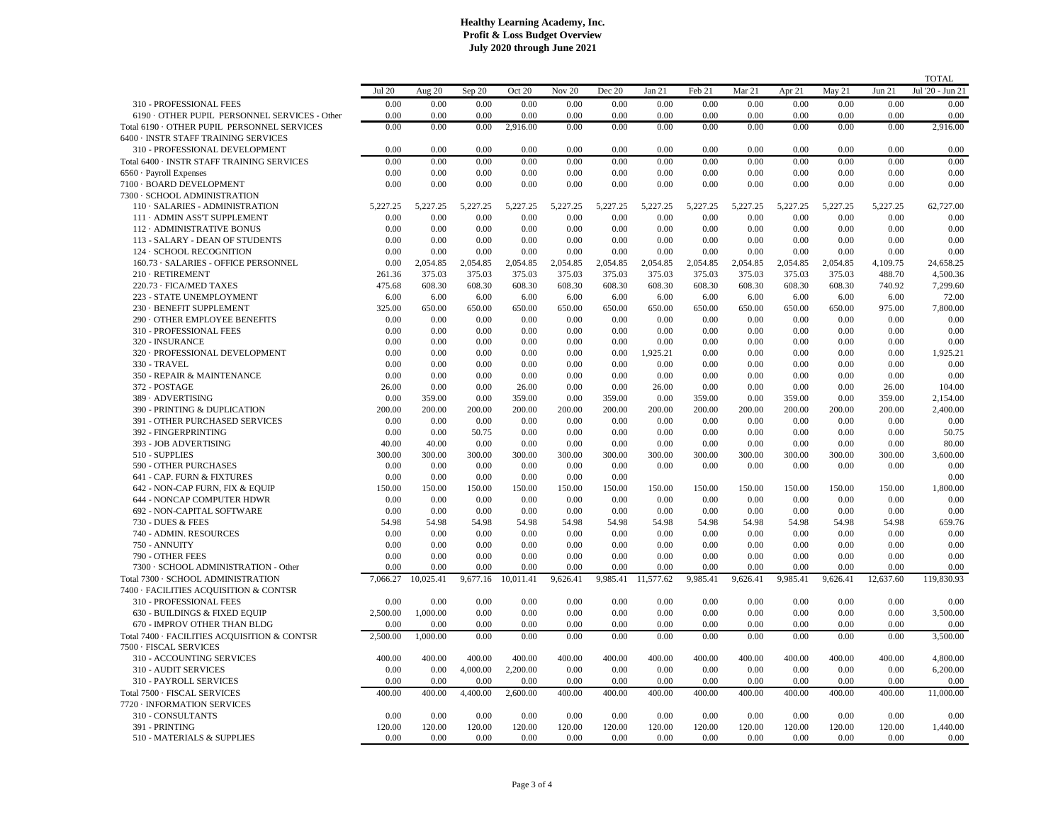# Healthy Learning Academy, Inc.
## Profit & Loss Budget Overview
### July 2020 through June 2021

| | Jul 20 | Aug 20 | Sep 20 | Oct 20 | Nov 20 | Dec 20 | Jan 21 | Feb 21 | Mar 21 | Apr 21 | May 21 | Jun 21 | TOTAL Jul '20 - Jun 21 |
|---|---|---|---|---|---|---|---|---|---|---|---|---|---|
| 310 - PROFESSIONAL FEES | 0.00 | 0.00 | 0.00 | 0.00 | 0.00 | 0.00 | 0.00 | 0.00 | 0.00 | 0.00 | 0.00 | 0.00 | 0.00 |
| 6190 · OTHER PUPIL PERSONNEL SERVICES - Other | 0.00 | 0.00 | 0.00 | 0.00 | 0.00 | 0.00 | 0.00 | 0.00 | 0.00 | 0.00 | 0.00 | 0.00 | 0.00 |
| Total 6190 · OTHER PUPIL PERSONNEL SERVICES | 0.00 | 0.00 | 0.00 | 2,916.00 | 0.00 | 0.00 | 0.00 | 0.00 | 0.00 | 0.00 | 0.00 | 0.00 | 2,916.00 |
| 6400 · INSTR STAFF TRAINING SERVICES | | | | | | | | | | | | | |
| 310 - PROFESSIONAL DEVELOPMENT | 0.00 | 0.00 | 0.00 | 0.00 | 0.00 | 0.00 | 0.00 | 0.00 | 0.00 | 0.00 | 0.00 | 0.00 | 0.00 |
| Total 6400 · INSTR STAFF TRAINING SERVICES | 0.00 | 0.00 | 0.00 | 0.00 | 0.00 | 0.00 | 0.00 | 0.00 | 0.00 | 0.00 | 0.00 | 0.00 | 0.00 |
| 6560 · Payroll Expenses | 0.00 | 0.00 | 0.00 | 0.00 | 0.00 | 0.00 | 0.00 | 0.00 | 0.00 | 0.00 | 0.00 | 0.00 | 0.00 |
| 7100 · BOARD DEVELOPMENT | 0.00 | 0.00 | 0.00 | 0.00 | 0.00 | 0.00 | 0.00 | 0.00 | 0.00 | 0.00 | 0.00 | 0.00 | 0.00 |
| 7300 · SCHOOL ADMINISTRATION | | | | | | | | | | | | | |
| 110 · SALARIES - ADMINISTRATION | 5,227.25 | 5,227.25 | 5,227.25 | 5,227.25 | 5,227.25 | 5,227.25 | 5,227.25 | 5,227.25 | 5,227.25 | 5,227.25 | 5,227.25 | 5,227.25 | 62,727.00 |
| 111 · ADMIN ASS'T SUPPLEMENT | 0.00 | 0.00 | 0.00 | 0.00 | 0.00 | 0.00 | 0.00 | 0.00 | 0.00 | 0.00 | 0.00 | 0.00 | 0.00 |
| 112 · ADMINISTRATIVE BONUS | 0.00 | 0.00 | 0.00 | 0.00 | 0.00 | 0.00 | 0.00 | 0.00 | 0.00 | 0.00 | 0.00 | 0.00 | 0.00 |
| 113 - SALARY - DEAN OF STUDENTS | 0.00 | 0.00 | 0.00 | 0.00 | 0.00 | 0.00 | 0.00 | 0.00 | 0.00 | 0.00 | 0.00 | 0.00 | 0.00 |
| 124 · SCHOOL RECOGNITION | 0.00 | 0.00 | 0.00 | 0.00 | 0.00 | 0.00 | 0.00 | 0.00 | 0.00 | 0.00 | 0.00 | 0.00 | 0.00 |
| 160.73 · SALARIES - OFFICE PERSONNEL | 0.00 | 2,054.85 | 2,054.85 | 2,054.85 | 2,054.85 | 2,054.85 | 2,054.85 | 2,054.85 | 2,054.85 | 2,054.85 | 2,054.85 | 4,109.75 | 24,658.25 |
| 210 · RETIREMENT | 261.36 | 375.03 | 375.03 | 375.03 | 375.03 | 375.03 | 375.03 | 375.03 | 375.03 | 375.03 | 375.03 | 488.70 | 4,500.36 |
| 220.73 · FICA/MED TAXES | 475.68 | 608.30 | 608.30 | 608.30 | 608.30 | 608.30 | 608.30 | 608.30 | 608.30 | 608.30 | 608.30 | 740.92 | 7,299.60 |
| 223 - STATE UNEMPLOYMENT | 6.00 | 6.00 | 6.00 | 6.00 | 6.00 | 6.00 | 6.00 | 6.00 | 6.00 | 6.00 | 6.00 | 6.00 | 72.00 |
| 230 · BENEFIT SUPPLEMENT | 325.00 | 650.00 | 650.00 | 650.00 | 650.00 | 650.00 | 650.00 | 650.00 | 650.00 | 650.00 | 650.00 | 975.00 | 7,800.00 |
| 290 · OTHER EMPLOYEE BENEFITS | 0.00 | 0.00 | 0.00 | 0.00 | 0.00 | 0.00 | 0.00 | 0.00 | 0.00 | 0.00 | 0.00 | 0.00 | 0.00 |
| 310 - PROFESSIONAL FEES | 0.00 | 0.00 | 0.00 | 0.00 | 0.00 | 0.00 | 0.00 | 0.00 | 0.00 | 0.00 | 0.00 | 0.00 | 0.00 |
| 320 - INSURANCE | 0.00 | 0.00 | 0.00 | 0.00 | 0.00 | 0.00 | 0.00 | 0.00 | 0.00 | 0.00 | 0.00 | 0.00 | 0.00 |
| 320 · PROFESSIONAL DEVELOPMENT | 0.00 | 0.00 | 0.00 | 0.00 | 0.00 | 0.00 | 1,925.21 | 0.00 | 0.00 | 0.00 | 0.00 | 0.00 | 1,925.21 |
| 330 - TRAVEL | 0.00 | 0.00 | 0.00 | 0.00 | 0.00 | 0.00 | 0.00 | 0.00 | 0.00 | 0.00 | 0.00 | 0.00 | 0.00 |
| 350 - REPAIR & MAINTENANCE | 0.00 | 0.00 | 0.00 | 0.00 | 0.00 | 0.00 | 0.00 | 0.00 | 0.00 | 0.00 | 0.00 | 0.00 | 0.00 |
| 372 - POSTAGE | 26.00 | 0.00 | 0.00 | 26.00 | 0.00 | 0.00 | 26.00 | 0.00 | 0.00 | 0.00 | 0.00 | 26.00 | 104.00 |
| 389 · ADVERTISING | 0.00 | 359.00 | 0.00 | 359.00 | 0.00 | 359.00 | 0.00 | 359.00 | 0.00 | 359.00 | 0.00 | 359.00 | 2,154.00 |
| 390 - PRINTING & DUPLICATION | 200.00 | 200.00 | 200.00 | 200.00 | 200.00 | 200.00 | 200.00 | 200.00 | 200.00 | 200.00 | 200.00 | 200.00 | 2,400.00 |
| 391 - OTHER PURCHASED SERVICES | 0.00 | 0.00 | 0.00 | 0.00 | 0.00 | 0.00 | 0.00 | 0.00 | 0.00 | 0.00 | 0.00 | 0.00 | 0.00 |
| 392 - FINGERPRINTING | 0.00 | 0.00 | 50.75 | 0.00 | 0.00 | 0.00 | 0.00 | 0.00 | 0.00 | 0.00 | 0.00 | 0.00 | 50.75 |
| 393 - JOB ADVERTISING | 40.00 | 40.00 | 0.00 | 0.00 | 0.00 | 0.00 | 0.00 | 0.00 | 0.00 | 0.00 | 0.00 | 0.00 | 80.00 |
| 510 - SUPPLIES | 300.00 | 300.00 | 300.00 | 300.00 | 300.00 | 300.00 | 300.00 | 300.00 | 300.00 | 300.00 | 300.00 | 300.00 | 3,600.00 |
| 590 - OTHER PURCHASES | 0.00 | 0.00 | 0.00 | 0.00 | 0.00 | 0.00 | 0.00 | 0.00 | 0.00 | 0.00 | 0.00 | 0.00 | 0.00 |
| 641 - CAP. FURN & FIXTURES | 0.00 | 0.00 | 0.00 | 0.00 | 0.00 | 0.00 | | | | | | | 0.00 |
| 642 - NON-CAP FURN, FIX & EQUIP | 150.00 | 150.00 | 150.00 | 150.00 | 150.00 | 150.00 | 150.00 | 150.00 | 150.00 | 150.00 | 150.00 | 150.00 | 1,800.00 |
| 644 - NONCAP COMPUTER HDWR | 0.00 | 0.00 | 0.00 | 0.00 | 0.00 | 0.00 | 0.00 | 0.00 | 0.00 | 0.00 | 0.00 | 0.00 | 0.00 |
| 692 - NON-CAPITAL SOFTWARE | 0.00 | 0.00 | 0.00 | 0.00 | 0.00 | 0.00 | 0.00 | 0.00 | 0.00 | 0.00 | 0.00 | 0.00 | 0.00 |
| 730 - DUES & FEES | 54.98 | 54.98 | 54.98 | 54.98 | 54.98 | 54.98 | 54.98 | 54.98 | 54.98 | 54.98 | 54.98 | 54.98 | 659.76 |
| 740 - ADMIN. RESOURCES | 0.00 | 0.00 | 0.00 | 0.00 | 0.00 | 0.00 | 0.00 | 0.00 | 0.00 | 0.00 | 0.00 | 0.00 | 0.00 |
| 750 - ANNUITY | 0.00 | 0.00 | 0.00 | 0.00 | 0.00 | 0.00 | 0.00 | 0.00 | 0.00 | 0.00 | 0.00 | 0.00 | 0.00 |
| 790 - OTHER FEES | 0.00 | 0.00 | 0.00 | 0.00 | 0.00 | 0.00 | 0.00 | 0.00 | 0.00 | 0.00 | 0.00 | 0.00 | 0.00 |
| 7300 · SCHOOL ADMINISTRATION - Other | 0.00 | 0.00 | 0.00 | 0.00 | 0.00 | 0.00 | 0.00 | 0.00 | 0.00 | 0.00 | 0.00 | 0.00 | 0.00 |
| Total 7300 · SCHOOL ADMINISTRATION | 7,066.27 | 10,025.41 | 9,677.16 | 10,011.41 | 9,626.41 | 9,985.41 | 11,577.62 | 9,985.41 | 9,626.41 | 9,985.41 | 9,626.41 | 12,637.60 | 119,830.93 |
| 7400 · FACILITIES ACQUISITION & CONTSR | | | | | | | | | | | | | |
| 310 - PROFESSIONAL FEES | 0.00 | 0.00 | 0.00 | 0.00 | 0.00 | 0.00 | 0.00 | 0.00 | 0.00 | 0.00 | 0.00 | 0.00 | 0.00 |
| 630 - BUILDINGS & FIXED EQUIP | 2,500.00 | 1,000.00 | 0.00 | 0.00 | 0.00 | 0.00 | 0.00 | 0.00 | 0.00 | 0.00 | 0.00 | 0.00 | 3,500.00 |
| 670 - IMPROV OTHER THAN BLDG | 0.00 | 0.00 | 0.00 | 0.00 | 0.00 | 0.00 | 0.00 | 0.00 | 0.00 | 0.00 | 0.00 | 0.00 | 0.00 |
| Total 7400 · FACILITIES ACQUISITION & CONTSR | 2,500.00 | 1,000.00 | 0.00 | 0.00 | 0.00 | 0.00 | 0.00 | 0.00 | 0.00 | 0.00 | 0.00 | 0.00 | 3,500.00 |
| 7500 · FISCAL SERVICES | | | | | | | | | | | | | |
| 310 - ACCOUNTING SERVICES | 400.00 | 400.00 | 400.00 | 400.00 | 400.00 | 400.00 | 400.00 | 400.00 | 400.00 | 400.00 | 400.00 | 400.00 | 4,800.00 |
| 310 - AUDIT SERVICES | 0.00 | 0.00 | 4,000.00 | 2,200.00 | 0.00 | 0.00 | 0.00 | 0.00 | 0.00 | 0.00 | 0.00 | 0.00 | 6,200.00 |
| 310 - PAYROLL SERVICES | 0.00 | 0.00 | 0.00 | 0.00 | 0.00 | 0.00 | 0.00 | 0.00 | 0.00 | 0.00 | 0.00 | 0.00 | 0.00 |
| Total 7500 · FISCAL SERVICES | 400.00 | 400.00 | 4,400.00 | 2,600.00 | 400.00 | 400.00 | 400.00 | 400.00 | 400.00 | 400.00 | 400.00 | 400.00 | 11,000.00 |
| 7720 · INFORMATION SERVICES | | | | | | | | | | | | | |
| 310 - CONSULTANTS | 0.00 | 0.00 | 0.00 | 0.00 | 0.00 | 0.00 | 0.00 | 0.00 | 0.00 | 0.00 | 0.00 | 0.00 | 0.00 |
| 391 - PRINTING | 120.00 | 120.00 | 120.00 | 120.00 | 120.00 | 120.00 | 120.00 | 120.00 | 120.00 | 120.00 | 120.00 | 120.00 | 1,440.00 |
| 510 - MATERIALS & SUPPLIES | 0.00 | 0.00 | 0.00 | 0.00 | 0.00 | 0.00 | 0.00 | 0.00 | 0.00 | 0.00 | 0.00 | 0.00 | 0.00 |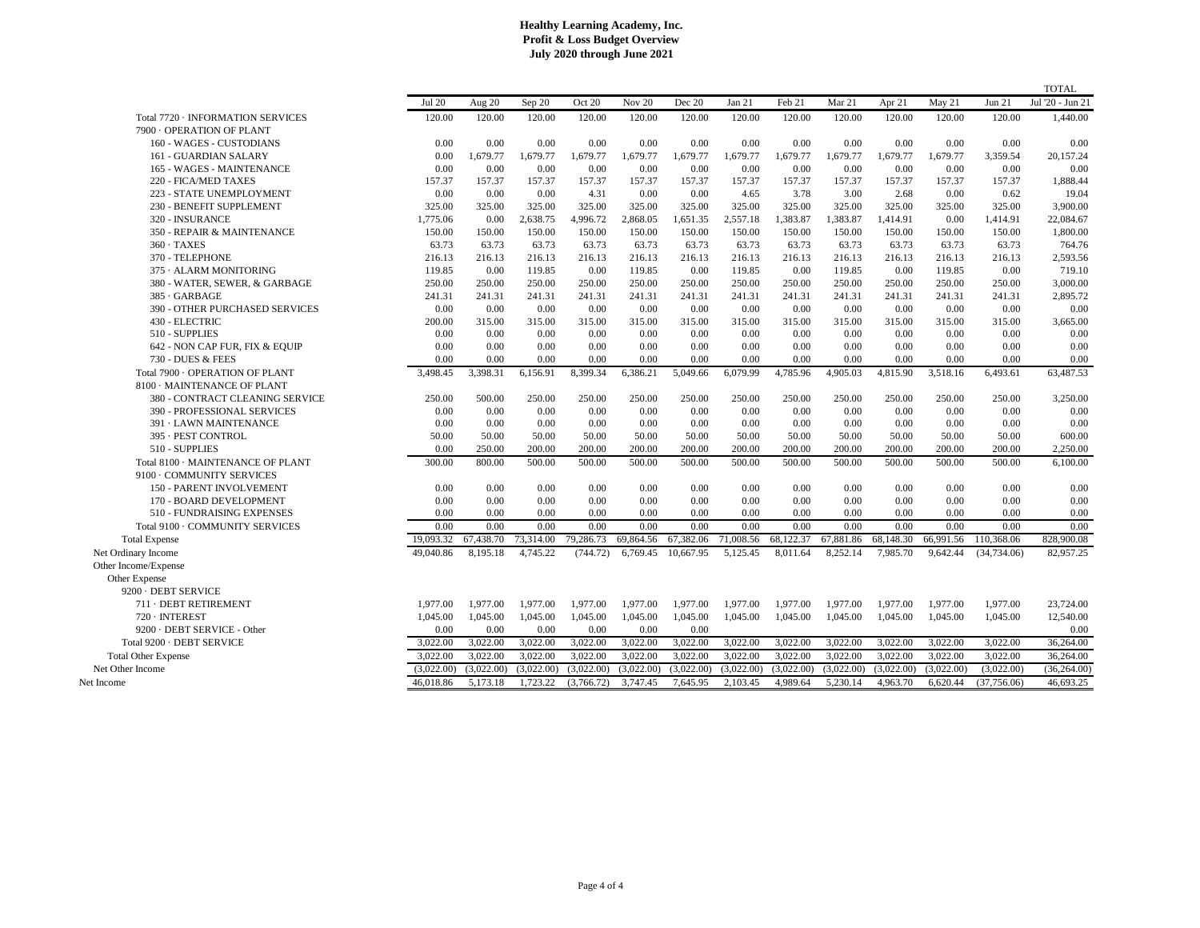**Healthy Learning Academy, Inc.**
**Profit & Loss Budget Overview**
**July 2020 through June 2021**

| | Jul 20 | Aug 20 | Sep 20 | Oct 20 | Nov 20 | Dec 20 | Jan 21 | Feb 21 | Mar 21 | Apr 21 | May 21 | Jun 21 | TOTAL Jul '20 - Jun 21 |
|---|---|---|---|---|---|---|---|---|---|---|---|---|---|
| Total 7720 · INFORMATION SERVICES | 120.00 | 120.00 | 120.00 | 120.00 | 120.00 | 120.00 | 120.00 | 120.00 | 120.00 | 120.00 | 120.00 | 120.00 | 1,440.00 |
| 7900 · OPERATION OF PLANT | | | | | | | | | | | | | |
| 160 - WAGES - CUSTODIANS | 0.00 | 0.00 | 0.00 | 0.00 | 0.00 | 0.00 | 0.00 | 0.00 | 0.00 | 0.00 | 0.00 | 0.00 | 0.00 |
| 161 - GUARDIAN SALARY | 0.00 | 1,679.77 | 1,679.77 | 1,679.77 | 1,679.77 | 1,679.77 | 1,679.77 | 1,679.77 | 1,679.77 | 1,679.77 | 1,679.77 | 3,359.54 | 20,157.24 |
| 165 - WAGES - MAINTENANCE | 0.00 | 0.00 | 0.00 | 0.00 | 0.00 | 0.00 | 0.00 | 0.00 | 0.00 | 0.00 | 0.00 | 0.00 | 0.00 |
| 220 - FICA/MED TAXES | 157.37 | 157.37 | 157.37 | 157.37 | 157.37 | 157.37 | 157.37 | 157.37 | 157.37 | 157.37 | 157.37 | 157.37 | 1,888.44 |
| 223 - STATE UNEMPLOYMENT | 0.00 | 0.00 | 0.00 | 4.31 | 0.00 | 0.00 | 4.65 | 3.78 | 3.00 | 2.68 | 0.00 | 0.62 | 19.04 |
| 230 - BENEFIT SUPPLEMENT | 325.00 | 325.00 | 325.00 | 325.00 | 325.00 | 325.00 | 325.00 | 325.00 | 325.00 | 325.00 | 325.00 | 325.00 | 3,900.00 |
| 320 - INSURANCE | 1,775.06 | 0.00 | 2,638.75 | 4,996.72 | 2,868.05 | 1,651.35 | 2,557.18 | 1,383.87 | 1,383.87 | 1,414.91 | 0.00 | 1,414.91 | 22,084.67 |
| 350 - REPAIR & MAINTENANCE | 150.00 | 150.00 | 150.00 | 150.00 | 150.00 | 150.00 | 150.00 | 150.00 | 150.00 | 150.00 | 150.00 | 150.00 | 1,800.00 |
| 360 · TAXES | 63.73 | 63.73 | 63.73 | 63.73 | 63.73 | 63.73 | 63.73 | 63.73 | 63.73 | 63.73 | 63.73 | 63.73 | 764.76 |
| 370 - TELEPHONE | 216.13 | 216.13 | 216.13 | 216.13 | 216.13 | 216.13 | 216.13 | 216.13 | 216.13 | 216.13 | 216.13 | 216.13 | 2,593.56 |
| 375 · ALARM MONITORING | 119.85 | 0.00 | 119.85 | 0.00 | 119.85 | 0.00 | 119.85 | 0.00 | 119.85 | 0.00 | 119.85 | 0.00 | 719.10 |
| 380 - WATER, SEWER, & GARBAGE | 250.00 | 250.00 | 250.00 | 250.00 | 250.00 | 250.00 | 250.00 | 250.00 | 250.00 | 250.00 | 250.00 | 250.00 | 3,000.00 |
| 385 · GARBAGE | 241.31 | 241.31 | 241.31 | 241.31 | 241.31 | 241.31 | 241.31 | 241.31 | 241.31 | 241.31 | 241.31 | 241.31 | 2,895.72 |
| 390 - OTHER PURCHASED SERVICES | 0.00 | 0.00 | 0.00 | 0.00 | 0.00 | 0.00 | 0.00 | 0.00 | 0.00 | 0.00 | 0.00 | 0.00 | 0.00 |
| 430 - ELECTRIC | 200.00 | 315.00 | 315.00 | 315.00 | 315.00 | 315.00 | 315.00 | 315.00 | 315.00 | 315.00 | 315.00 | 315.00 | 3,665.00 |
| 510 - SUPPLIES | 0.00 | 0.00 | 0.00 | 0.00 | 0.00 | 0.00 | 0.00 | 0.00 | 0.00 | 0.00 | 0.00 | 0.00 | 0.00 |
| 642 - NON CAP FUR, FIX & EQUIP | 0.00 | 0.00 | 0.00 | 0.00 | 0.00 | 0.00 | 0.00 | 0.00 | 0.00 | 0.00 | 0.00 | 0.00 | 0.00 |
| 730 - DUES & FEES | 0.00 | 0.00 | 0.00 | 0.00 | 0.00 | 0.00 | 0.00 | 0.00 | 0.00 | 0.00 | 0.00 | 0.00 | 0.00 |
| Total 7900 · OPERATION OF PLANT | 3,498.45 | 3,398.31 | 6,156.91 | 8,399.34 | 6,386.21 | 5,049.66 | 6,079.99 | 4,785.96 | 4,905.03 | 4,815.90 | 3,518.16 | 6,493.61 | 63,487.53 |
| 8100 · MAINTENANCE OF PLANT | | | | | | | | | | | | | |
| 380 - CONTRACT CLEANING SERVICE | 250.00 | 500.00 | 250.00 | 250.00 | 250.00 | 250.00 | 250.00 | 250.00 | 250.00 | 250.00 | 250.00 | 250.00 | 3,250.00 |
| 390 - PROFESSIONAL SERVICES | 0.00 | 0.00 | 0.00 | 0.00 | 0.00 | 0.00 | 0.00 | 0.00 | 0.00 | 0.00 | 0.00 | 0.00 | 0.00 |
| 391 · LAWN MAINTENANCE | 0.00 | 0.00 | 0.00 | 0.00 | 0.00 | 0.00 | 0.00 | 0.00 | 0.00 | 0.00 | 0.00 | 0.00 | 0.00 |
| 395 · PEST CONTROL | 50.00 | 50.00 | 50.00 | 50.00 | 50.00 | 50.00 | 50.00 | 50.00 | 50.00 | 50.00 | 50.00 | 50.00 | 600.00 |
| 510 - SUPPLIES | 0.00 | 250.00 | 200.00 | 200.00 | 200.00 | 200.00 | 200.00 | 200.00 | 200.00 | 200.00 | 200.00 | 200.00 | 2,250.00 |
| Total 8100 · MAINTENANCE OF PLANT | 300.00 | 800.00 | 500.00 | 500.00 | 500.00 | 500.00 | 500.00 | 500.00 | 500.00 | 500.00 | 500.00 | 500.00 | 6,100.00 |
| 9100 · COMMUNITY SERVICES | | | | | | | | | | | | | |
| 150 - PARENT INVOLVEMENT | 0.00 | 0.00 | 0.00 | 0.00 | 0.00 | 0.00 | 0.00 | 0.00 | 0.00 | 0.00 | 0.00 | 0.00 | 0.00 |
| 170 - BOARD DEVELOPMENT | 0.00 | 0.00 | 0.00 | 0.00 | 0.00 | 0.00 | 0.00 | 0.00 | 0.00 | 0.00 | 0.00 | 0.00 | 0.00 |
| 510 - FUNDRAISING EXPENSES | 0.00 | 0.00 | 0.00 | 0.00 | 0.00 | 0.00 | 0.00 | 0.00 | 0.00 | 0.00 | 0.00 | 0.00 | 0.00 |
| Total 9100 · COMMUNITY SERVICES | 0.00 | 0.00 | 0.00 | 0.00 | 0.00 | 0.00 | 0.00 | 0.00 | 0.00 | 0.00 | 0.00 | 0.00 | 0.00 |
| Total Expense | 19,093.32 | 67,438.70 | 73,314.00 | 79,286.73 | 69,864.56 | 67,382.06 | 71,008.56 | 68,122.37 | 67,881.86 | 68,148.30 | 66,991.56 | 110,368.06 | 828,900.08 |
| Net Ordinary Income | 49,040.86 | 8,195.18 | 4,745.22 | (744.72) | 6,769.45 | 10,667.95 | 5,125.45 | 8,011.64 | 8,252.14 | 7,985.70 | 9,642.44 | (34,734.06) | 82,957.25 |
| Other Income/Expense | | | | | | | | | | | | | |
| Other Expense | | | | | | | | | | | | | |
| 9200 · DEBT SERVICE | | | | | | | | | | | | | |
| 711 · DEBT RETIREMENT | 1,977.00 | 1,977.00 | 1,977.00 | 1,977.00 | 1,977.00 | 1,977.00 | 1,977.00 | 1,977.00 | 1,977.00 | 1,977.00 | 1,977.00 | 1,977.00 | 23,724.00 |
| 720 · INTEREST | 1,045.00 | 1,045.00 | 1,045.00 | 1,045.00 | 1,045.00 | 1,045.00 | 1,045.00 | 1,045.00 | 1,045.00 | 1,045.00 | 1,045.00 | 1,045.00 | 12,540.00 |
| 9200 · DEBT SERVICE - Other | 0.00 | 0.00 | 0.00 | 0.00 | 0.00 | 0.00 | | | | | | | 0.00 |
| Total 9200 · DEBT SERVICE | 3,022.00 | 3,022.00 | 3,022.00 | 3,022.00 | 3,022.00 | 3,022.00 | 3,022.00 | 3,022.00 | 3,022.00 | 3,022.00 | 3,022.00 | 3,022.00 | 36,264.00 |
| Total Other Expense | 3,022.00 | 3,022.00 | 3,022.00 | 3,022.00 | 3,022.00 | 3,022.00 | 3,022.00 | 3,022.00 | 3,022.00 | 3,022.00 | 3,022.00 | 3,022.00 | 36,264.00 |
| Net Other Income | (3,022.00) | (3,022.00) | (3,022.00) | (3,022.00) | (3,022.00) | (3,022.00) | (3,022.00) | (3,022.00) | (3,022.00) | (3,022.00) | (3,022.00) | (3,022.00) | (36,264.00) |
| Net Income | 46,018.86 | 5,173.18 | 1,723.22 | (3,766.72) | 3,747.45 | 7,645.95 | 2,103.45 | 4,989.64 | 5,230.14 | 4,963.70 | 6,620.44 | (37,756.06) | 46,693.25 |